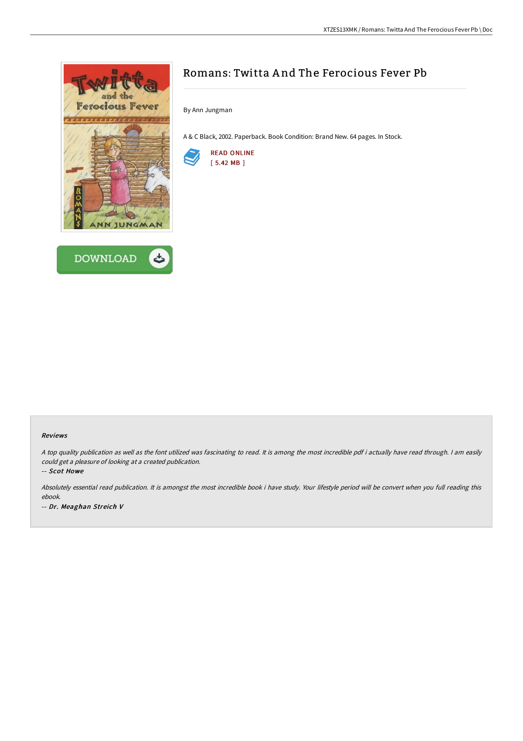# Romans: Twitta And The Ferocious Fever Pb

By Ann Jungman

A & C Black, 2002. Paperback. Book Condition: Brand New. 64 pages. In Stock.

READ ONLINE
[ 5.42 MB ]

DOWNLOAD

### Reviews

*A top quality publication as well as the font utilized was fascinating to read. It is among the most incredible pdf i actually have read through. I am easily could get a pleasure of looking at a created publication.*

*-- Scot Howe*

*Absolutely essential read publication. It is amongst the most incredible book i have study. Your lifestyle period will be convert when you full reading this ebook.*

*-- Dr. Meaghan Streich V*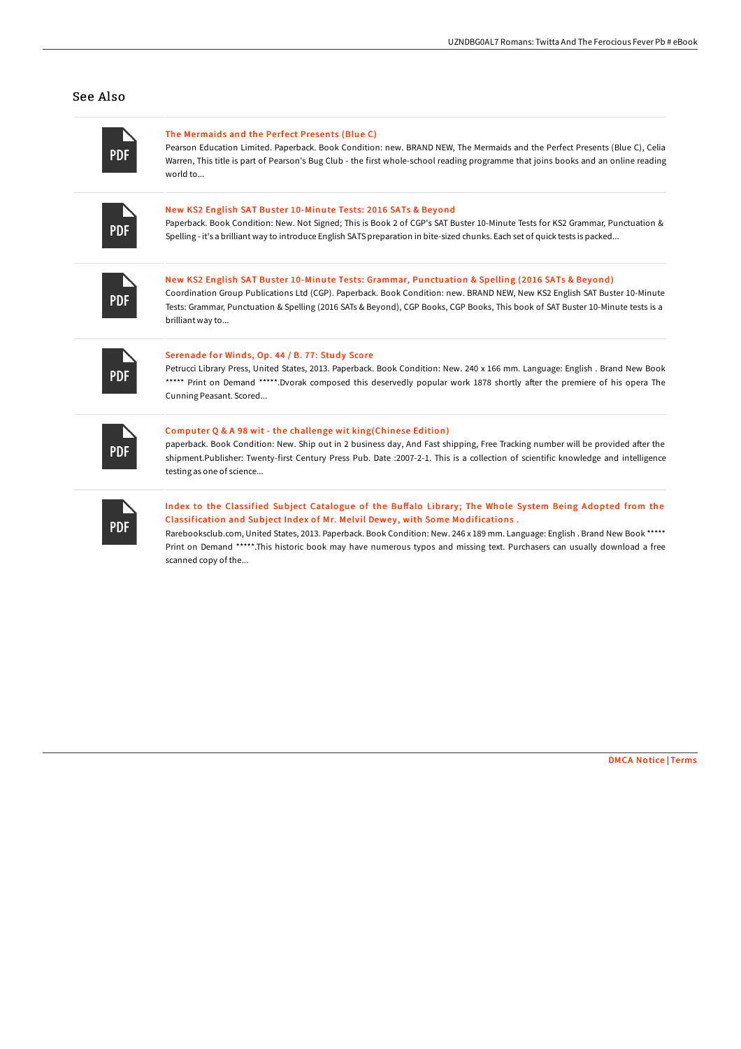## See Also

**The Mermaids and the Perfect Presents (Blue C)**

Pearson Education Limited. Paperback. Book Condition: new. BRAND NEW, The Mermaids and the Perfect Presents (Blue C), Celia Warren, This title is part of Pearson's Bug Club - the first whole-school reading programme that joins books and an online reading world to...

**New KS2 English SAT Buster 10-Minute Tests: 2016 SATs & Beyond**

Paperback. Book Condition: New. Not Signed; This is Book 2 of CGP's SAT Buster 10-Minute Tests for KS2 Grammar, Punctuation & Spelling - it's a brilliant way to introduce English SATS preparation in bite-sized chunks. Each set of quick tests is packed...

**New KS2 English SAT Buster 10-Minute Tests: Grammar, Punctuation & Spelling (2016 SATs & Beyond)**

Coordination Group Publications Ltd (CGP). Paperback. Book Condition: new. BRAND NEW, New KS2 English SAT Buster 10-Minute Tests: Grammar, Punctuation & Spelling (2016 SATs & Beyond), CGP Books, CGP Books, This book of SAT Buster 10-Minute tests is a brilliant way to...

**Serenade for Winds, Op. 44 / B. 77: Study Score**

Petrucci Library Press, United States, 2013. Paperback. Book Condition: New. 240 x 166 mm. Language: English . Brand New Book ***** Print on Demand *****.Dvorak composed this deservedly popular work 1878 shortly after the premiere of his opera The Cunning Peasant. Scored...

**Computer Q & A 98 wit - the challenge wit king(Chinese Edition)**

paperback. Book Condition: New. Ship out in 2 business day, And Fast shipping, Free Tracking number will be provided after the shipment.Publisher: Twenty-first Century Press Pub. Date :2007-2-1. This is a collection of scientific knowledge and intelligence testing as one of science...

**Index to the Classified Subject Catalogue of the Buffalo Library; The Whole System Being Adopted from the Classification and Subject Index of Mr. Melvil Dewey, with Some Modifications .**

Rarebooksclub.com, United States, 2013. Paperback. Book Condition: New. 246 x 189 mm. Language: English . Brand New Book ***** Print on Demand *****.This historic book may have numerous typos and missing text. Purchasers can usually download a free scanned copy of the...